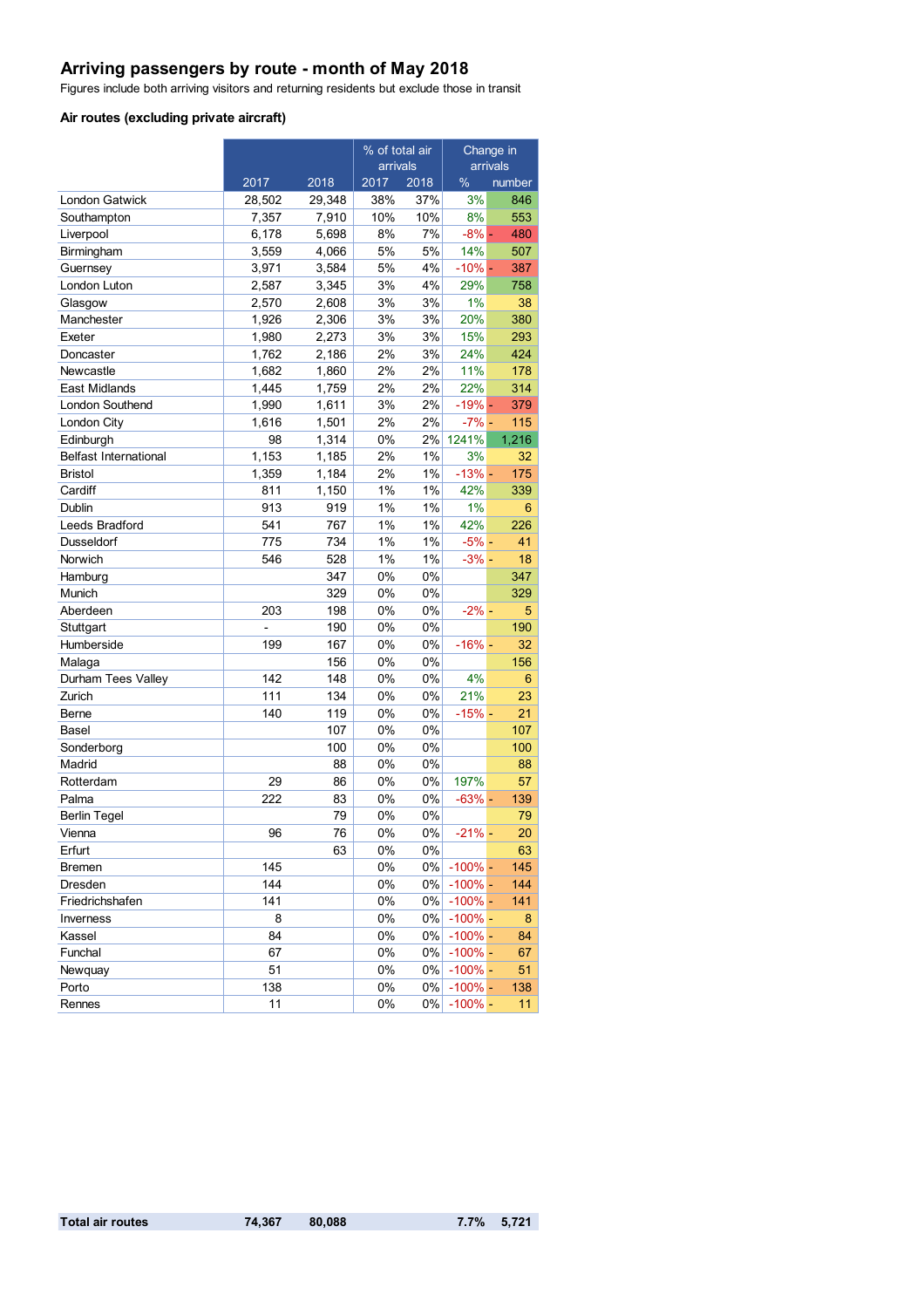# Arriving passengers by route - month of May 2018

Figures include both arriving visitors and returning residents but exclude those in transit

### Air routes (excluding private aircraft)

| | | | % of total air arrivals | | Change in arrivals | |
|---|---|---|---|---|---|---|
| | 2017 | 2018 | 2017 | 2018 | % | number |
| London Gatwick | 28,502 | 29,348 | 38% | 37% | 3% | 846 |
| Southampton | 7,357 | 7,910 | 10% | 10% | 8% | 553 |
| Liverpool | 6,178 | 5,698 | 8% | 7% | -8% | - 480 |
| Birmingham | 3,559 | 4,066 | 5% | 5% | 14% | 507 |
| Guernsey | 3,971 | 3,584 | 5% | 4% | -10% | - 387 |
| London Luton | 2,587 | 3,345 | 3% | 4% | 29% | 758 |
| Glasgow | 2,570 | 2,608 | 3% | 3% | 1% | 38 |
| Manchester | 1,926 | 2,306 | 3% | 3% | 20% | 380 |
| Exeter | 1,980 | 2,273 | 3% | 3% | 15% | 293 |
| Doncaster | 1,762 | 2,186 | 2% | 3% | 24% | 424 |
| Newcastle | 1,682 | 1,860 | 2% | 2% | 11% | 178 |
| East Midlands | 1,445 | 1,759 | 2% | 2% | 22% | 314 |
| London Southend | 1,990 | 1,611 | 3% | 2% | -19% | - 379 |
| London City | 1,616 | 1,501 | 2% | 2% | -7% | - 115 |
| Edinburgh | 98 | 1,314 | 0% | 2% | 1241% | 1,216 |
| Belfast International | 1,153 | 1,185 | 2% | 1% | 3% | 32 |
| Bristol | 1,359 | 1,184 | 2% | 1% | -13% | - 175 |
| Cardiff | 811 | 1,150 | 1% | 1% | 42% | 339 |
| Dublin | 913 | 919 | 1% | 1% | 1% | 6 |
| Leeds Bradford | 541 | 767 | 1% | 1% | 42% | 226 |
| Dusseldorf | 775 | 734 | 1% | 1% | -5% | - 41 |
| Norwich | 546 | 528 | 1% | 1% | -3% | - 18 |
| Hamburg | | 347 | 0% | 0% | | 347 |
| Munich | | 329 | 0% | 0% | | 329 |
| Aberdeen | 203 | 198 | 0% | 0% | -2% | - 5 |
| Stuttgart | - | 190 | 0% | 0% | | 190 |
| Humberside | 199 | 167 | 0% | 0% | -16% | - 32 |
| Malaga | | 156 | 0% | 0% | | 156 |
| Durham Tees Valley | 142 | 148 | 0% | 0% | 4% | 6 |
| Zurich | 111 | 134 | 0% | 0% | 21% | 23 |
| Berne | 140 | 119 | 0% | 0% | -15% | - 21 |
| Basel | | 107 | 0% | 0% | | 107 |
| Sonderborg | | 100 | 0% | 0% | | 100 |
| Madrid | | 88 | 0% | 0% | | 88 |
| Rotterdam | 29 | 86 | 0% | 0% | 197% | 57 |
| Palma | 222 | 83 | 0% | 0% | -63% | - 139 |
| Berlin Tegel | | 79 | 0% | 0% | | 79 |
| Vienna | 96 | 76 | 0% | 0% | -21% | - 20 |
| Erfurt | | 63 | 0% | 0% | | 63 |
| Bremen | 145 | | 0% | 0% | -100% | - 145 |
| Dresden | 144 | | 0% | 0% | -100% | - 144 |
| Friedrichshafen | 141 | | 0% | 0% | -100% | - 141 |
| Inverness | 8 | | 0% | 0% | -100% | - 8 |
| Kassel | 84 | | 0% | 0% | -100% | - 84 |
| Funchal | 67 | | 0% | 0% | -100% | - 67 |
| Newquay | 51 | | 0% | 0% | -100% | - 51 |
| Porto | 138 | | 0% | 0% | -100% | - 138 |
| Rennes | 11 | | 0% | 0% | -100% | - 11 |
| **Total air routes** | **74,367** | **80,088** | | | **7.7%** | **5,721** |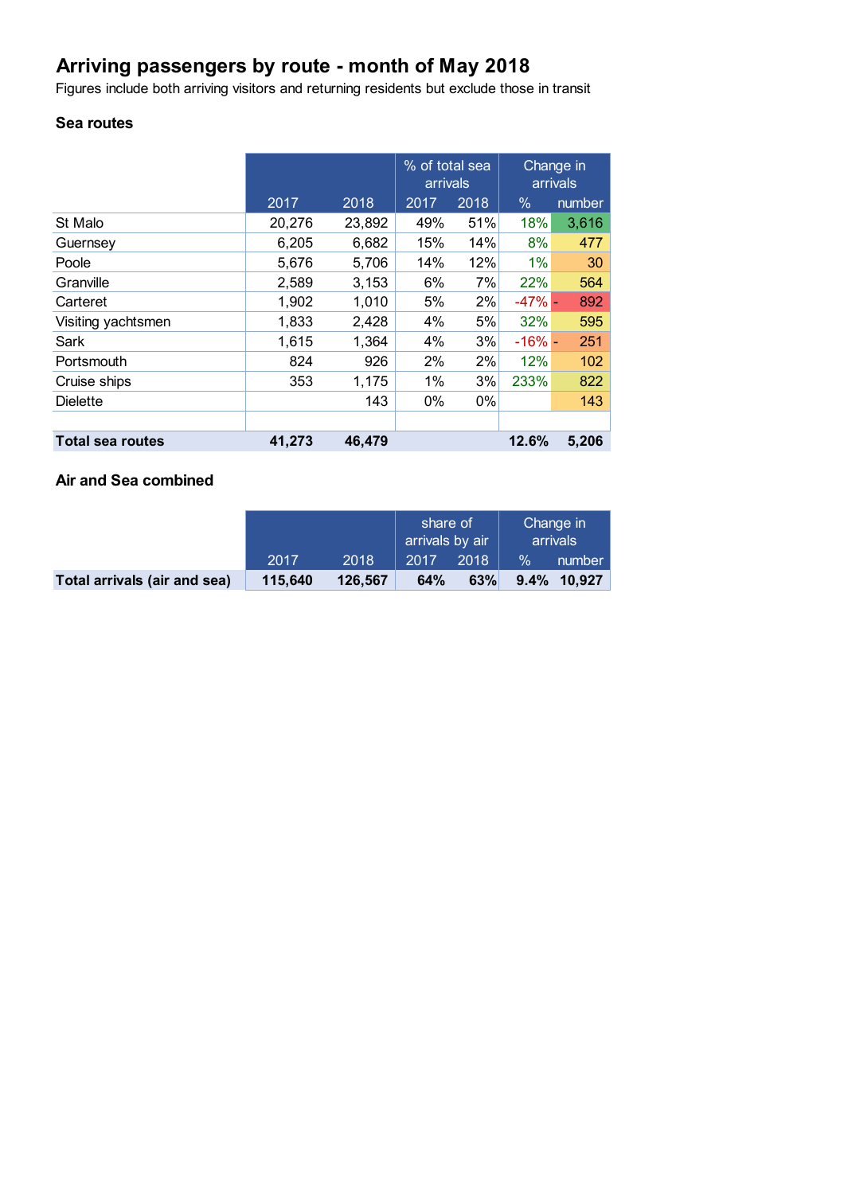# Arriving passengers by route - month of May 2018

Figures include both arriving visitors and returning residents but exclude those in transit

## Sea routes

| | | | % of total sea arrivals | | Change in arrivals | |
|---|---|---|---|---|---|---|
| | 2017 | 2018 | 2017 | 2018 | % | number |
| St Malo | 20,276 | 23,892 | 49% | 51% | 18% | 3,616 |
| Guernsey | 6,205 | 6,682 | 15% | 14% | 8% | 477 |
| Poole | 5,676 | 5,706 | 14% | 12% | 1% | 30 |
| Granville | 2,589 | 3,153 | 6% | 7% | 22% | 564 |
| Carteret | 1,902 | 1,010 | 5% | 2% | -47% | - 892 |
| Visiting yachtsmen | 1,833 | 2,428 | 4% | 5% | 32% | 595 |
| Sark | 1,615 | 1,364 | 4% | 3% | -16% | - 251 |
| Portsmouth | 824 | 926 | 2% | 2% | 12% | 102 |
| Cruise ships | 353 | 1,175 | 1% | 3% | 233% | 822 |
| Dielette | | 143 | 0% | 0% | | 143 |
| | | | | | | |
| **Total sea routes** | **41,273** | **46,479** | | | **12.6%** | **5,206** |

## Air and Sea combined

| | | | share of arrivals by air | | Change in arrivals | |
|---|---|---|---|---|---|---|
| | 2017 | 2018 | 2017 | 2018 | % | number |
| **Total arrivals (air and sea)** | **115,640** | **126,567** | **64%** | **63%** | **9.4%** | **10,927** |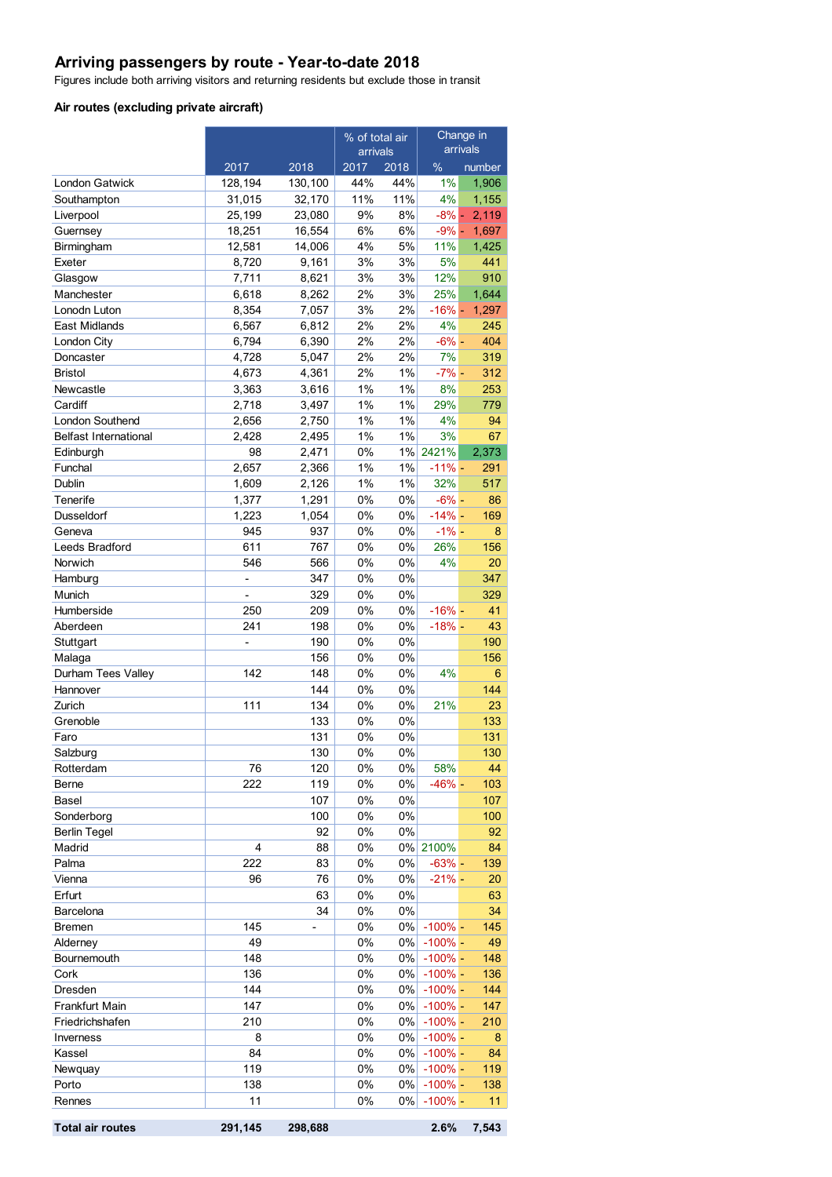## Arriving passengers by route - Year-to-date 2018

Figures include both arriving visitors and returning residents but exclude those in transit

### Air routes (excluding private aircraft)

| | 2017 | 2018 | % of total air arrivals 2017 | % of total air arrivals 2018 | Change in arrivals % | Change in arrivals number |
|---|---|---|---|---|---|---|
| London Gatwick | 128,194 | 130,100 | 44% | 44% | 1% | 1,906 |
| Southampton | 31,015 | 32,170 | 11% | 11% | 4% | 1,155 |
| Liverpool | 25,199 | 23,080 | 9% | 8% | -8% | - 2,119 |
| Guernsey | 18,251 | 16,554 | 6% | 6% | -9% | - 1,697 |
| Birmingham | 12,581 | 14,006 | 4% | 5% | 11% | 1,425 |
| Exeter | 8,720 | 9,161 | 3% | 3% | 5% | 441 |
| Glasgow | 7,711 | 8,621 | 3% | 3% | 12% | 910 |
| Manchester | 6,618 | 8,262 | 2% | 3% | 25% | 1,644 |
| Londn Luton | 8,354 | 7,057 | 3% | 2% | -16% | - 1,297 |
| East Midlands | 6,567 | 6,812 | 2% | 2% | 4% | 245 |
| London City | 6,794 | 6,390 | 2% | 2% | -6% | - 404 |
| Doncaster | 4,728 | 5,047 | 2% | 2% | 7% | 319 |
| Bristol | 4,673 | 4,361 | 2% | 1% | -7% | - 312 |
| Newcastle | 3,363 | 3,616 | 1% | 1% | 8% | 253 |
| Cardiff | 2,718 | 3,497 | 1% | 1% | 29% | 779 |
| London Southend | 2,656 | 2,750 | 1% | 1% | 4% | 94 |
| Belfast International | 2,428 | 2,495 | 1% | 1% | 3% | 67 |
| Edinburgh | 98 | 2,471 | 0% | 1% | 2421% | 2,373 |
| Funchal | 2,657 | 2,366 | 1% | 1% | -11% | - 291 |
| Dublin | 1,609 | 2,126 | 1% | 1% | 32% | 517 |
| Tenerife | 1,377 | 1,291 | 0% | 0% | -6% | - 86 |
| Dusseldorf | 1,223 | 1,054 | 0% | 0% | -14% | - 169 |
| Geneva | 945 | 937 | 0% | 0% | -1% | - 8 |
| Leeds Bradford | 611 | 767 | 0% | 0% | 26% | 156 |
| Norwich | 546 | 566 | 0% | 0% | 4% | 20 |
| Hamburg | - | 347 | 0% | 0% | | 347 |
| Munich | - | 329 | 0% | 0% | | 329 |
| Humberside | 250 | 209 | 0% | 0% | -16% | - 41 |
| Aberdeen | 241 | 198 | 0% | 0% | -18% | - 43 |
| Stuttgart | - | 190 | 0% | 0% | | 190 |
| Malaga | | 156 | 0% | 0% | | 156 |
| Durham Tees Valley | 142 | 148 | 0% | 0% | 4% | 6 |
| Hannover | | 144 | 0% | 0% | | 144 |
| Zurich | 111 | 134 | 0% | 0% | 21% | 23 |
| Grenoble | | 133 | 0% | 0% | | 133 |
| Faro | | 131 | 0% | 0% | | 131 |
| Salzburg | | 130 | 0% | 0% | | 130 |
| Rotterdam | 76 | 120 | 0% | 0% | 58% | 44 |
| Berne | 222 | 119 | 0% | 0% | -46% | - 103 |
| Basel | | 107 | 0% | 0% | | 107 |
| Sonderborg | | 100 | 0% | 0% | | 100 |
| Berlin Tegel | | 92 | 0% | 0% | | 92 |
| Madrid | 4 | 88 | 0% | 0% | 2100% | 84 |
| Palma | 222 | 83 | 0% | 0% | -63% | - 139 |
| Vienna | 96 | 76 | 0% | 0% | -21% | - 20 |
| Erfurt | | 63 | 0% | 0% | | 63 |
| Barcelona | | 34 | 0% | 0% | | 34 |
| Bremen | 145 | - | 0% | 0% | -100% | - 145 |
| Alderney | 49 | | 0% | 0% | -100% | - 49 |
| Bournemouth | 148 | | 0% | 0% | -100% | - 148 |
| Cork | 136 | | 0% | 0% | -100% | - 136 |
| Dresden | 144 | | 0% | 0% | -100% | - 144 |
| Frankfurt Main | 147 | | 0% | 0% | -100% | - 147 |
| Friedrichshafen | 210 | | 0% | 0% | -100% | - 210 |
| Inverness | 8 | | 0% | 0% | -100% | - 8 |
| Kassel | 84 | | 0% | 0% | -100% | - 84 |
| Newquay | 119 | | 0% | 0% | -100% | - 119 |
| Porto | 138 | | 0% | 0% | -100% | - 138 |
| Rennes | 11 | | 0% | 0% | -100% | - 11 |
| **Total air routes** | **291,145** | **298,688** | | | **2.6%** | **7,543** |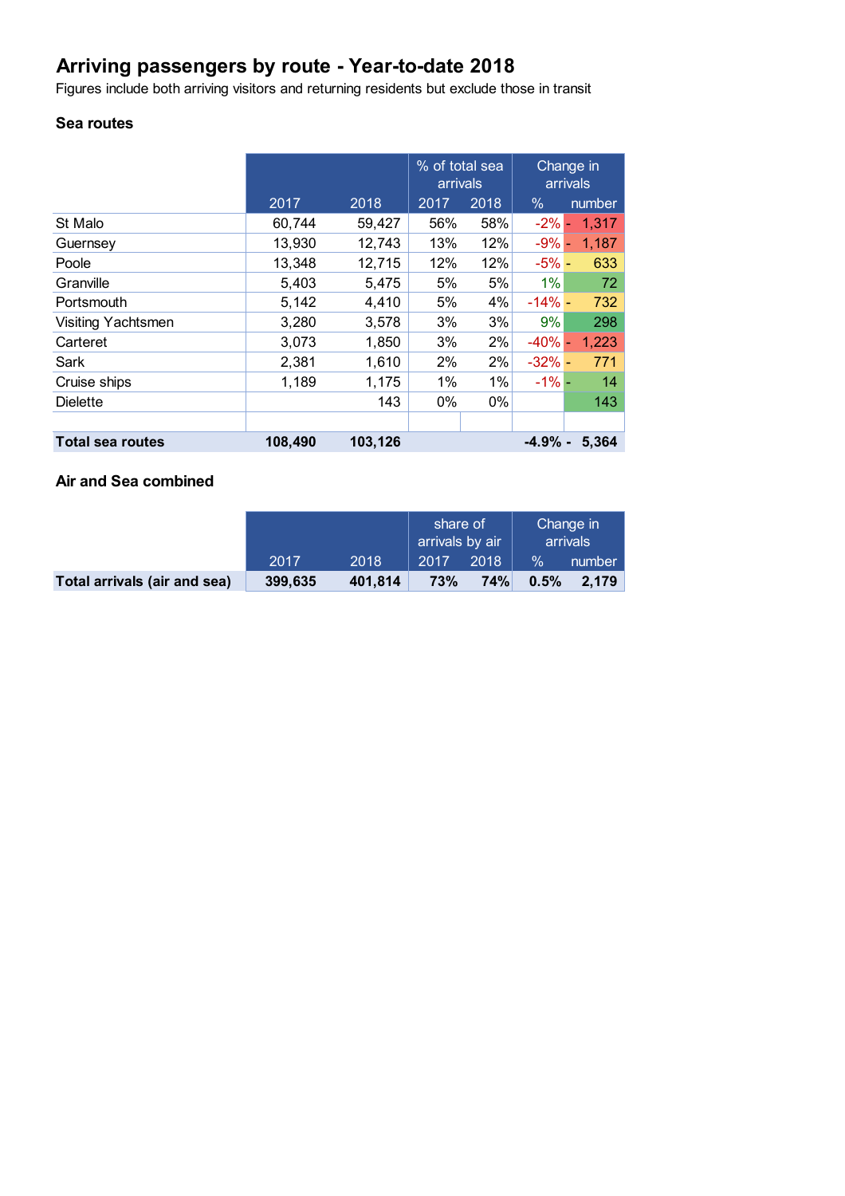# Arriving passengers by route - Year-to-date 2018

Figures include both arriving visitors and returning residents but exclude those in transit

## Sea routes

| | | | % of total sea arrivals | | Change in arrivals | |
|---|---|---|---|---|---|---|
| | 2017 | 2018 | 2017 | 2018 | % | number |
| St Malo | 60,744 | 59,427 | 56% | 58% | -2% | - 1,317 |
| Guernsey | 13,930 | 12,743 | 13% | 12% | -9% | - 1,187 |
| Poole | 13,348 | 12,715 | 12% | 12% | -5% | - 633 |
| Granville | 5,403 | 5,475 | 5% | 5% | 1% | 72 |
| Portsmouth | 5,142 | 4,410 | 5% | 4% | -14% | - 732 |
| Visiting Yachtsmen | 3,280 | 3,578 | 3% | 3% | 9% | 298 |
| Carteret | 3,073 | 1,850 | 3% | 2% | -40% | - 1,223 |
| Sark | 2,381 | 1,610 | 2% | 2% | -32% | - 771 |
| Cruise ships | 1,189 | 1,175 | 1% | 1% | -1% | - 14 |
| Dielette | | 143 | 0% | 0% | | 143 |
| | | | | | | |
| **Total sea routes** | **108,490** | **103,126** | | | **-4.9%** | **- 5,364** |

## Air and Sea combined

| | | | share of arrivals by air | | Change in arrivals | |
|---|---|---|---|---|---|---|
| | 2017 | 2018 | 2017 | 2018 | % | number |
| **Total arrivals (air and sea)** | **399,635** | **401,814** | **73%** | **74%** | **0.5%** | **2,179** |